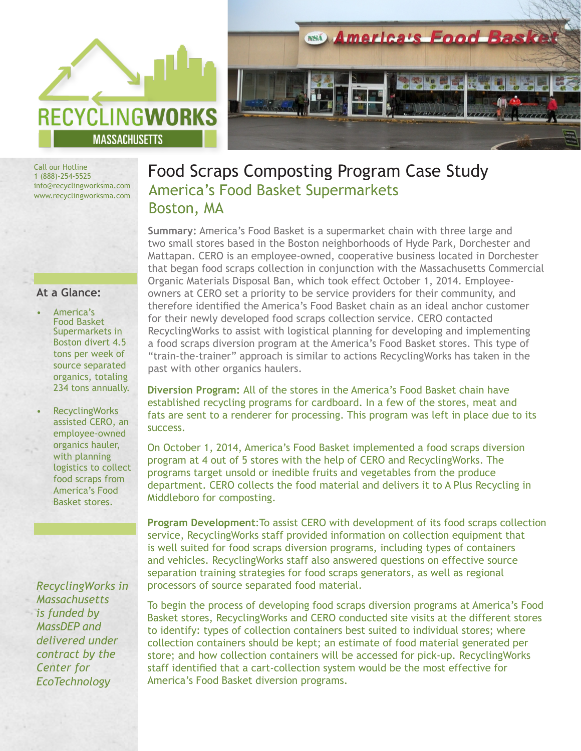RECYCLINGWORKS MASSACHUSETTS

Call our Hotline
1 (888)-254-5525
info@recyclingworksma.com
www.recyclingworksma.com

# Food Scraps Composting Program Case Study

## America's Food Basket Supermarkets
## Boston, MA

**Summary:** America's Food Basket is a supermarket chain with three large and two small stores based in the Boston neighborhoods of Hyde Park, Dorchester and Mattapan. CERO is an employee-owned, cooperative business located in Dorchester that began food scraps collection in conjunction with the Massachusetts Commercial Organic Materials Disposal Ban, which took effect October 1, 2014. Employee-owners at CERO set a priority to be service providers for their community, and therefore identified the America's Food Basket chain as an ideal anchor customer for their newly developed food scraps collection service. CERO contacted RecyclingWorks to assist with logistical planning for developing and implementing a food scraps diversion program at the America's Food Basket stores. This type of "train-the-trainer" approach is similar to actions RecyclingWorks has taken in the past with other organics haulers.

**Diversion Program:** All of the stores in the America's Food Basket chain have established recycling programs for cardboard. In a few of the stores, meat and fats are sent to a renderer for processing. This program was left in place due to its success.

On October 1, 2014, America's Food Basket implemented a food scraps diversion program at 4 out of 5 stores with the help of CERO and RecyclingWorks. The programs target unsold or inedible fruits and vegetables from the produce department. CERO collects the food material and delivers it to A Plus Recycling in Middleboro for composting.

**Program Development**: To assist CERO with development of its food scraps collection service, RecyclingWorks staff provided information on collection equipment that is well suited for food scraps diversion programs, including types of containers and vehicles. RecyclingWorks staff also answered questions on effective source separation training strategies for food scraps generators, as well as regional processors of source separated food material.

To begin the process of developing food scraps diversion programs at America's Food Basket stores, RecyclingWorks and CERO conducted site visits at the different stores to identify: types of collection containers best suited to individual stores; where collection containers should be kept; an estimate of food material generated per store; and how collection containers will be accessed for pick-up. RecyclingWorks staff identified that a cart-collection system would be the most effective for America's Food Basket diversion programs.

### At a Glance:

- America's Food Basket Supermarkets in Boston divert 4.5 tons per week of source separated organics, totaling 234 tons annually.
- RecyclingWorks assisted CERO, an employee-owned organics hauler, with planning logistics to collect food scraps from America's Food Basket stores.

*RecyclingWorks in Massachusetts is funded by MassDEP and delivered under contract by the Center for EcoTechnology*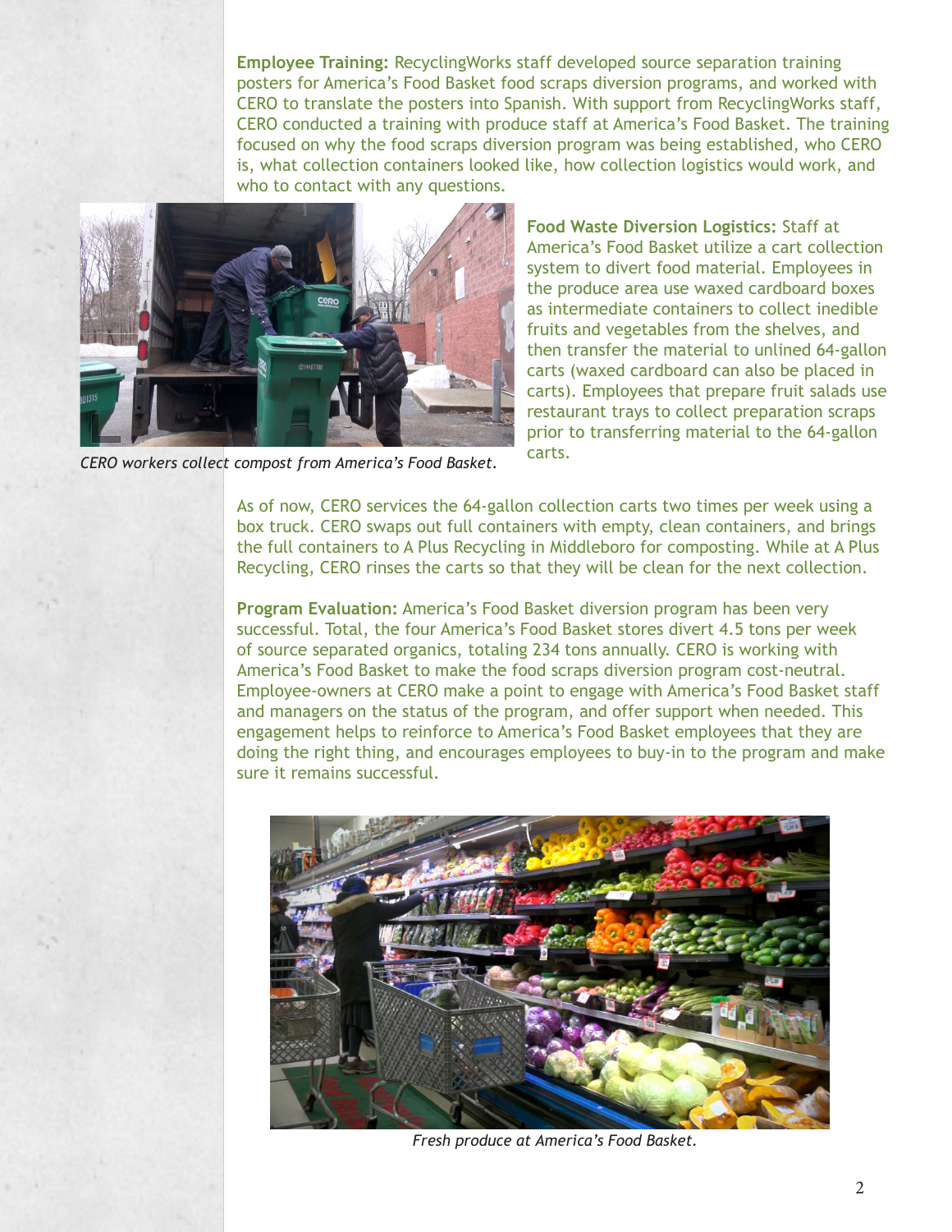**Employee Training:** RecyclingWorks staff developed source separation training posters for America's Food Basket food scraps diversion programs, and worked with CERO to translate the posters into Spanish. With support from RecyclingWorks staff, CERO conducted a training with produce staff at America's Food Basket. The training focused on why the food scraps diversion program was being established, who CERO is, what collection containers looked like, how collection logistics would work, and who to contact with any questions.

*CERO workers collect compost from America's Food Basket.*

**Food Waste Diversion Logistics:** Staff at America's Food Basket utilize a cart collection system to divert food material. Employees in the produce area use waxed cardboard boxes as intermediate containers to collect inedible fruits and vegetables from the shelves, and then transfer the material to unlined 64-gallon carts (waxed cardboard can also be placed in carts). Employees that prepare fruit salads use restaurant trays to collect preparation scraps prior to transferring material to the 64-gallon carts.

As of now, CERO services the 64-gallon collection carts two times per week using a box truck. CERO swaps out full containers with empty, clean containers, and brings the full containers to A Plus Recycling in Middleboro for composting. While at A Plus Recycling, CERO rinses the carts so that they will be clean for the next collection.

**Program Evaluation:** America's Food Basket diversion program has been very successful. Total, the four America's Food Basket stores divert 4.5 tons per week of source separated organics, totaling 234 tons annually. CERO is working with America's Food Basket to make the food scraps diversion program cost-neutral. Employee-owners at CERO make a point to engage with America's Food Basket staff and managers on the status of the program, and offer support when needed. This engagement helps to reinforce to America's Food Basket employees that they are doing the right thing, and encourages employees to buy-in to the program and make sure it remains successful.

*Fresh produce at America's Food Basket.*